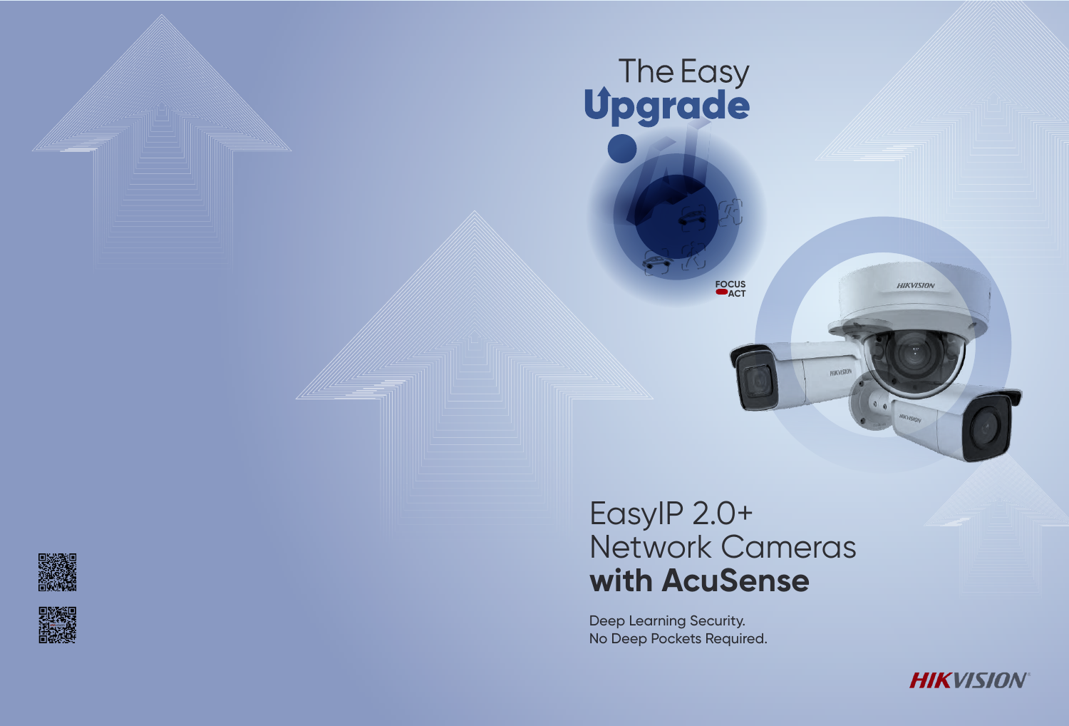# The Easy Upgrade

FOCUS ACT

# EasyIP 2.0+ Network Cameras **with AcuSense**

Deep Learning Security.
No Deep Pockets Required.

HIKVISION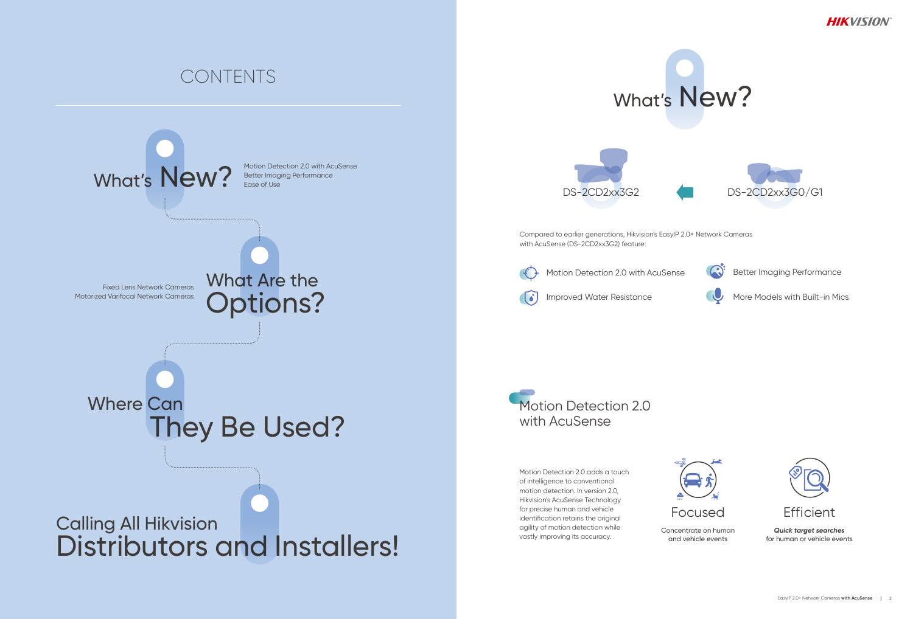# CONTENTS

## What's New?

Motion Detection 2.0 with AcuSense
Better Imaging Performance
Ease of Use

## What Are the Options?

Fixed Lens Network Cameras
Motorized Varifocal Network Cameras

## Where Can They Be Used?

## Calling All Hikvision Distributors and Installers!

# What's New?

DS-2CD2xx3G2 ← DS-2CD2xx3G0/G1

Compared to earlier generations, Hikvision's EasyIP 2.0+ Network Cameras with AcuSense (DS-2CD2xx3G2) feature:

- Motion Detection 2.0 with AcuSense
- Better Imaging Performance
- Improved Water Resistance
- More Models with Built-in Mics

## Motion Detection 2.0 with AcuSense

Motion Detection 2.0 adds a touch of intelligence to conventional motion detection. In version 2.0, Hikvision's AcuSense Technology for precise human and vehicle identification retains the original agility of motion detection while vastly improving its accuracy.

### Focused

Concentrate on human and vehicle events

### Efficient

***Quick target searches*** for human or vehicle events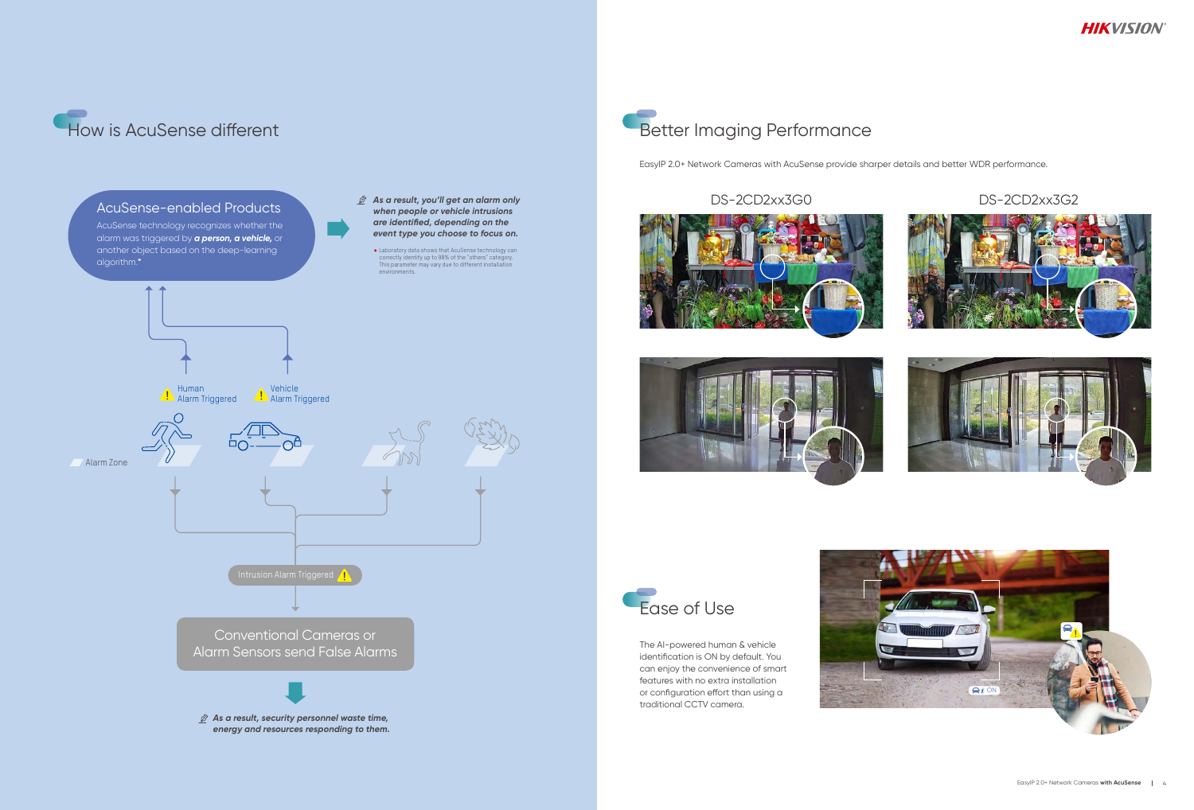## How is AcuSense different

### AcuSense-enabled Products

AcuSense technology recognizes whether the alarm was triggered by ***a person, a vehicle,*** or another object based on the deep-learning algorithm.*

***As a result, you'll get an alarm only when people or vehicle intrusions are identified, depending on the event type you choose to focus on.***

* Laboratory data shows that AcuSense technology can correctly identify up to 98% of the "others" category. This parameter may vary due to different installation environments.

Human Alarm Triggered

Vehicle Alarm Triggered

Alarm Zone

Intrusion Alarm Triggered

### Conventional Cameras or Alarm Sensors send False Alarms

***As a result, security personnel waste time, energy and resources responding to them.***

## Better Imaging Performance

EasyIP 2.0+ Network Cameras with AcuSense provide sharper details and better WDR performance.

DS-2CD2xx3G0

DS-2CD2xx3G2

## Ease of Use

The AI-powered human & vehicle identification is ON by default. You can enjoy the convenience of smart features with no extra installation or configuration effort than using a traditional CCTV camera.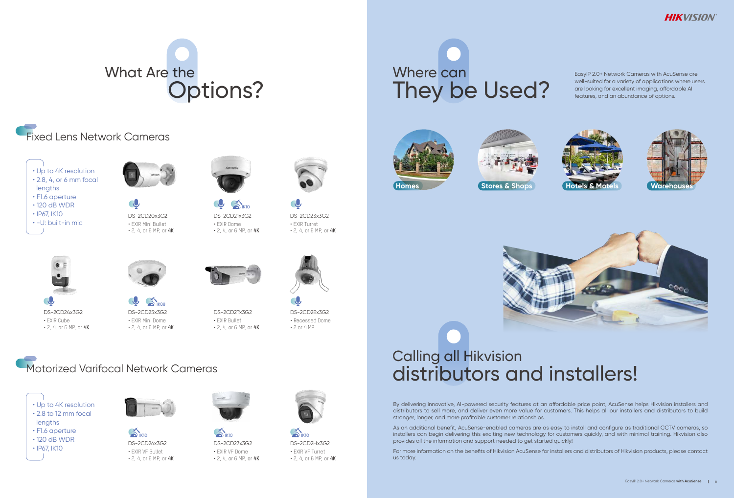# What Are the Options?

## Fixed Lens Network Cameras

- Up to 4K resolution
- 2.8, 4, or 6 mm focal lengths
- F1.6 aperture
- 120 dB WDR
- IP67, IK10
- -U: built-in mic

**DS-2CD20x3G2**
- EXIR Mini Bullet
- 2, 4, or 6 MP, or **4K**

IK10

**DS-2CD21x3G2**
- EXIR Dome
- 2, 4, or 6 MP, or **4K**

**DS-2CD23x3G2**
- EXIR Turret
- 2, 4, or 6 MP, or **4K**

**DS-2CD24x3G2**
- EXIR Cube
- 2, 4, or 6 MP, or **4K**

IK08

**DS-2CD25x3G2**
- EXIR Mini Dome
- 2, 4, or 6 MP, or **4K**

**DS-2CD2Tx3G2**
- EXIR Bullet
- 2, 4, or 6 MP, or **4K**

**DS-2CD2Ex3G2**
- Recessed Dome
- 2 or 4 MP

## Motorized Varifocal Network Cameras

- Up to 4K resolution
- 2.8 to 12 mm focal lengths
- F1.6 aperture
- 120 dB WDR
- IP67, IK10

IK10

**DS-2CD26x3G2**
- EXIR VF Bullet
- 2, 4, or 6 MP, or **4K**

IK10

**DS-2CD27x3G2**
- EXIR VF Dome
- 2, 4, or 6 MP, or **4K**

IK10

**DS-2CD2Hx3G2**
- EXIR VF Turret
- 2, 4, or 6 MP, or **4K**

# Where can They be Used?

EasyIP 2.0+ Network Cameras with AcuSense are well-suited for a variety of applications where users are looking for excellent imaging, affordable AI features, and an abundance of options.

Homes

Stores & Shops

Hotels & Motels

Warehouses

# Calling all Hikvision distributors and installers!

By delivering innovative, AI-powered security features at an affordable price point, AcuSense helps Hikvision installers and distributors to sell more, and deliver even more value for customers. This helps all our installers and distributors to build stronger, longer, and more profitable customer relationships.

As an additional benefit, AcuSense-enabled cameras are as easy to install and configure as traditional CCTV cameras, so installers can begin delivering this exciting new technology for customers quickly, and with minimal training. Hikvision also provides all the information and support needed to get started quickly!

For more information on the benefits of Hikvision AcuSense for installers and distributors of Hikvision products, please contact us today.